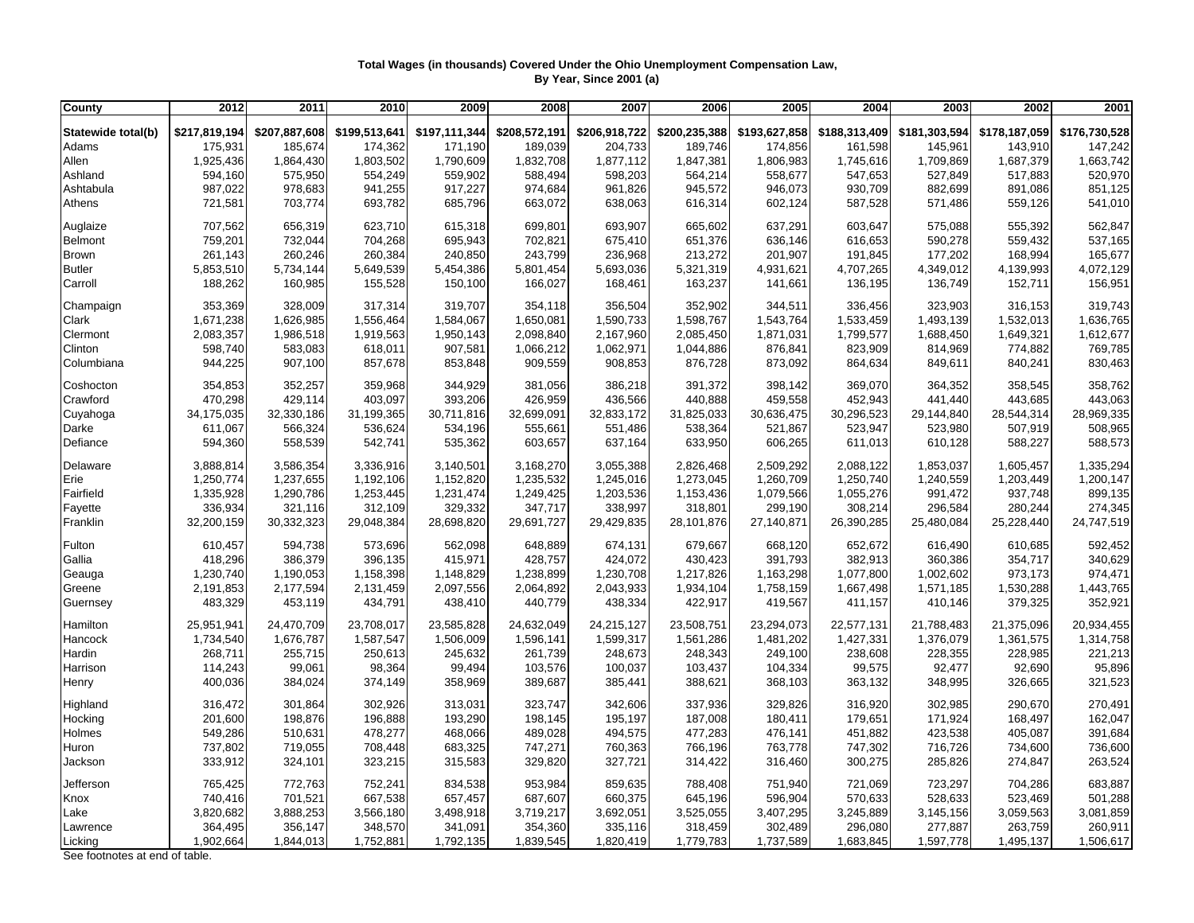**Total Wages (in thousands) Covered Under the Ohio Unemployment Compensation Law, By Year, Since 2001 (a)**

| County | 2012 | 2011 | 2010 | 2009 | 2008 | 2007 | 2006 | 2005 | 2004 | 2003 | 2002 | 2001 |
|---|---|---|---|---|---|---|---|---|---|---|---|---|
| **Statewide total(b)** | **$217,819,194** | **$207,887,608** | **$199,513,641** | **$197,111,344** | **$208,572,191** | **$206,918,722** | **$200,235,388** | **$193,627,858** | **$188,313,409** | **$181,303,594** | **$178,187,059** | **$176,730,528** |
| Adams | 175,931 | 185,674 | 174,362 | 171,190 | 189,039 | 204,733 | 189,746 | 174,856 | 161,598 | 145,961 | 143,910 | 147,242 |
| Allen | 1,925,436 | 1,864,430 | 1,803,502 | 1,790,609 | 1,832,708 | 1,877,112 | 1,847,381 | 1,806,983 | 1,745,616 | 1,709,869 | 1,687,379 | 1,663,742 |
| Ashland | 594,160 | 575,950 | 554,249 | 559,902 | 588,494 | 598,203 | 564,214 | 558,677 | 547,653 | 527,849 | 517,883 | 520,970 |
| Ashtabula | 987,022 | 978,683 | 941,255 | 917,227 | 974,684 | 961,826 | 945,572 | 946,073 | 930,709 | 882,699 | 891,086 | 851,125 |
| Athens | 721,581 | 703,774 | 693,782 | 685,796 | 663,072 | 638,063 | 616,314 | 602,124 | 587,528 | 571,486 | 559,126 | 541,010 |
| Auglaize | 707,562 | 656,319 | 623,710 | 615,318 | 699,801 | 693,907 | 665,602 | 637,291 | 603,647 | 575,088 | 555,392 | 562,847 |
| Belmont | 759,201 | 732,044 | 704,268 | 695,943 | 702,821 | 675,410 | 651,376 | 636,146 | 616,653 | 590,278 | 559,432 | 537,165 |
| Brown | 261,143 | 260,246 | 260,384 | 240,850 | 243,799 | 236,968 | 213,272 | 201,907 | 191,845 | 177,202 | 168,994 | 165,677 |
| Butler | 5,853,510 | 5,734,144 | 5,649,539 | 5,454,386 | 5,801,454 | 5,693,036 | 5,321,319 | 4,931,621 | 4,707,265 | 4,349,012 | 4,139,993 | 4,072,129 |
| Carroll | 188,262 | 160,985 | 155,528 | 150,100 | 166,027 | 168,461 | 163,237 | 141,661 | 136,195 | 136,749 | 152,711 | 156,951 |
| Champaign | 353,369 | 328,009 | 317,314 | 319,707 | 354,118 | 356,504 | 352,902 | 344,511 | 336,456 | 323,903 | 316,153 | 319,743 |
| Clark | 1,671,238 | 1,626,985 | 1,556,464 | 1,584,067 | 1,650,081 | 1,590,733 | 1,598,767 | 1,543,764 | 1,533,459 | 1,493,139 | 1,532,013 | 1,636,765 |
| Clermont | 2,083,357 | 1,986,518 | 1,919,563 | 1,950,143 | 2,098,840 | 2,167,960 | 2,085,450 | 1,871,031 | 1,799,577 | 1,688,450 | 1,649,321 | 1,612,677 |
| Clinton | 598,740 | 583,083 | 618,011 | 907,581 | 1,066,212 | 1,062,971 | 1,044,886 | 876,841 | 823,909 | 814,969 | 774,882 | 769,785 |
| Columbiana | 944,225 | 907,100 | 857,678 | 853,848 | 909,559 | 908,853 | 876,728 | 873,092 | 864,634 | 849,611 | 840,241 | 830,463 |
| Coshocton | 354,853 | 352,257 | 359,968 | 344,929 | 381,056 | 386,218 | 391,372 | 398,142 | 369,070 | 364,352 | 358,545 | 358,762 |
| Crawford | 470,298 | 429,114 | 403,097 | 393,206 | 426,959 | 436,566 | 440,888 | 459,558 | 452,943 | 441,440 | 443,685 | 443,063 |
| Cuyahoga | 34,175,035 | 32,330,186 | 31,199,365 | 30,711,816 | 32,699,091 | 32,833,172 | 31,825,033 | 30,636,475 | 30,296,523 | 29,144,840 | 28,544,314 | 28,969,335 |
| Darke | 611,067 | 566,324 | 536,624 | 534,196 | 555,661 | 551,486 | 538,364 | 521,867 | 523,947 | 523,980 | 507,919 | 508,965 |
| Defiance | 594,360 | 558,539 | 542,741 | 535,362 | 603,657 | 637,164 | 633,950 | 606,265 | 611,013 | 610,128 | 588,227 | 588,573 |
| Delaware | 3,888,814 | 3,586,354 | 3,336,916 | 3,140,501 | 3,168,270 | 3,055,388 | 2,826,468 | 2,509,292 | 2,088,122 | 1,853,037 | 1,605,457 | 1,335,294 |
| Erie | 1,250,774 | 1,237,655 | 1,192,106 | 1,152,820 | 1,235,532 | 1,245,016 | 1,273,045 | 1,260,709 | 1,250,740 | 1,240,559 | 1,203,449 | 1,200,147 |
| Fairfield | 1,335,928 | 1,290,786 | 1,253,445 | 1,231,474 | 1,249,425 | 1,203,536 | 1,153,436 | 1,079,566 | 1,055,276 | 991,472 | 937,748 | 899,135 |
| Fayette | 336,934 | 321,116 | 312,109 | 329,332 | 347,717 | 338,997 | 318,801 | 299,190 | 308,214 | 296,584 | 280,244 | 274,345 |
| Franklin | 32,200,159 | 30,332,323 | 29,048,384 | 28,698,820 | 29,691,727 | 29,429,835 | 28,101,876 | 27,140,871 | 26,390,285 | 25,480,084 | 25,228,440 | 24,747,519 |
| Fulton | 610,457 | 594,738 | 573,696 | 562,098 | 648,889 | 674,131 | 679,667 | 668,120 | 652,672 | 616,490 | 610,685 | 592,452 |
| Gallia | 418,296 | 386,379 | 396,135 | 415,971 | 428,757 | 424,072 | 430,423 | 391,793 | 382,913 | 360,386 | 354,717 | 340,629 |
| Geauga | 1,230,740 | 1,190,053 | 1,158,398 | 1,148,829 | 1,238,899 | 1,230,708 | 1,217,826 | 1,163,298 | 1,077,800 | 1,002,602 | 973,173 | 974,471 |
| Greene | 2,191,853 | 2,177,594 | 2,131,459 | 2,097,556 | 2,064,892 | 2,043,933 | 1,934,104 | 1,758,159 | 1,667,498 | 1,571,185 | 1,530,288 | 1,443,765 |
| Guernsey | 483,329 | 453,119 | 434,791 | 438,410 | 440,779 | 438,334 | 422,917 | 419,567 | 411,157 | 410,146 | 379,325 | 352,921 |
| Hamilton | 25,951,941 | 24,470,709 | 23,708,017 | 23,585,828 | 24,632,049 | 24,215,127 | 23,508,751 | 23,294,073 | 22,577,131 | 21,788,483 | 21,375,096 | 20,934,455 |
| Hancock | 1,734,540 | 1,676,787 | 1,587,547 | 1,506,009 | 1,596,141 | 1,599,317 | 1,561,286 | 1,481,202 | 1,427,331 | 1,376,079 | 1,361,575 | 1,314,758 |
| Hardin | 268,711 | 255,715 | 250,613 | 245,632 | 261,739 | 248,673 | 248,343 | 249,100 | 238,608 | 228,355 | 228,985 | 221,213 |
| Harrison | 114,243 | 99,061 | 98,364 | 99,494 | 103,576 | 100,037 | 103,437 | 104,334 | 99,575 | 92,477 | 92,690 | 95,896 |
| Henry | 400,036 | 384,024 | 374,149 | 358,969 | 389,687 | 385,441 | 388,621 | 368,103 | 363,132 | 348,995 | 326,665 | 321,523 |
| Highland | 316,472 | 301,864 | 302,926 | 313,031 | 323,747 | 342,606 | 337,936 | 329,826 | 316,920 | 302,985 | 290,670 | 270,491 |
| Hocking | 201,600 | 198,876 | 196,888 | 193,290 | 198,145 | 195,197 | 187,008 | 180,411 | 179,651 | 171,924 | 168,497 | 162,047 |
| Holmes | 549,286 | 510,631 | 478,277 | 468,066 | 489,028 | 494,575 | 477,283 | 476,141 | 451,882 | 423,538 | 405,087 | 391,684 |
| Huron | 737,802 | 719,055 | 708,448 | 683,325 | 747,271 | 760,363 | 766,196 | 763,778 | 747,302 | 716,726 | 734,600 | 736,600 |
| Jackson | 333,912 | 324,101 | 323,215 | 315,583 | 329,820 | 327,721 | 314,422 | 316,460 | 300,275 | 285,826 | 274,847 | 263,524 |
| Jefferson | 765,425 | 772,763 | 752,241 | 834,538 | 953,984 | 859,635 | 788,408 | 751,940 | 721,069 | 723,297 | 704,286 | 683,887 |
| Knox | 740,416 | 701,521 | 667,538 | 657,457 | 687,607 | 660,375 | 645,196 | 596,904 | 570,633 | 528,633 | 523,469 | 501,288 |
| Lake | 3,820,682 | 3,888,253 | 3,566,180 | 3,498,918 | 3,719,217 | 3,692,051 | 3,525,055 | 3,407,295 | 3,245,889 | 3,145,156 | 3,059,563 | 3,081,859 |
| Lawrence | 364,495 | 356,147 | 348,570 | 341,091 | 354,360 | 335,116 | 318,459 | 302,489 | 296,080 | 277,887 | 263,759 | 260,911 |
| Licking | 1,902,664 | 1,844,013 | 1,752,881 | 1,792,135 | 1,839,545 | 1,820,419 | 1,779,783 | 1,737,589 | 1,683,845 | 1,597,778 | 1,495,137 | 1,506,617 |

See footnotes at end of table.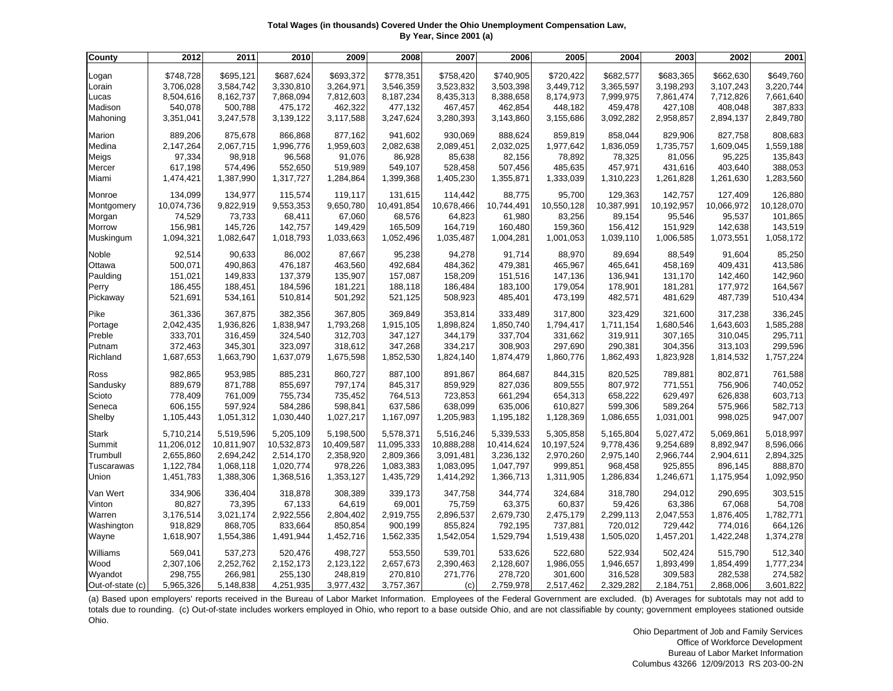**Total Wages (in thousands) Covered Under the Ohio Unemployment Compensation Law, By Year, Since 2001 (a)**

| County | 2012 | 2011 | 2010 | 2009 | 2008 | 2007 | 2006 | 2005 | 2004 | 2003 | 2002 | 2001 |
|---|---|---|---|---|---|---|---|---|---|---|---|---|
| Logan | $748,728 | $695,121 | $687,624 | $693,372 | $778,351 | $758,420 | $740,905 | $720,422 | $682,577 | $683,365 | $662,630 | $649,760 |
| Lorain | 3,706,028 | 3,584,742 | 3,330,810 | 3,264,971 | 3,546,359 | 3,523,832 | 3,503,398 | 3,449,712 | 3,365,597 | 3,198,293 | 3,107,243 | 3,220,744 |
| Lucas | 8,504,616 | 8,162,737 | 7,868,094 | 7,812,603 | 8,187,234 | 8,435,313 | 8,388,658 | 8,174,973 | 7,999,975 | 7,861,474 | 7,712,826 | 7,661,640 |
| Madison | 540,078 | 500,788 | 475,172 | 462,322 | 477,132 | 467,457 | 462,854 | 448,182 | 459,478 | 427,108 | 408,048 | 387,833 |
| Mahoning | 3,351,041 | 3,247,578 | 3,139,122 | 3,117,588 | 3,247,624 | 3,280,393 | 3,143,860 | 3,155,686 | 3,092,282 | 2,958,857 | 2,894,137 | 2,849,780 |
| Marion | 889,206 | 875,678 | 866,868 | 877,162 | 941,602 | 930,069 | 888,624 | 859,819 | 858,044 | 829,906 | 827,758 | 808,683 |
| Medina | 2,147,264 | 2,067,715 | 1,996,776 | 1,959,603 | 2,082,638 | 2,089,451 | 2,032,025 | 1,977,642 | 1,836,059 | 1,735,757 | 1,609,045 | 1,559,188 |
| Meigs | 97,334 | 98,918 | 96,568 | 91,076 | 86,928 | 85,638 | 82,156 | 78,892 | 78,325 | 81,056 | 95,225 | 135,843 |
| Mercer | 617,198 | 574,496 | 552,650 | 519,989 | 549,107 | 528,458 | 507,456 | 485,635 | 457,971 | 431,616 | 403,640 | 388,053 |
| Miami | 1,474,421 | 1,387,990 | 1,317,727 | 1,284,864 | 1,399,368 | 1,405,230 | 1,355,871 | 1,333,039 | 1,310,223 | 1,261,828 | 1,261,630 | 1,283,560 |
| Monroe | 134,099 | 134,977 | 115,574 | 119,117 | 131,615 | 114,442 | 88,775 | 95,700 | 129,363 | 142,757 | 127,409 | 126,880 |
| Montgomery | 10,074,736 | 9,822,919 | 9,553,353 | 9,650,780 | 10,491,854 | 10,678,466 | 10,744,491 | 10,550,128 | 10,387,991 | 10,192,957 | 10,066,972 | 10,128,070 |
| Morgan | 74,529 | 73,733 | 68,411 | 67,060 | 68,576 | 64,823 | 61,980 | 83,256 | 89,154 | 95,546 | 95,537 | 101,865 |
| Morrow | 156,981 | 145,726 | 142,757 | 149,429 | 165,509 | 164,719 | 160,480 | 159,360 | 156,412 | 151,929 | 142,638 | 143,519 |
| Muskingum | 1,094,321 | 1,082,647 | 1,018,793 | 1,033,663 | 1,052,496 | 1,035,487 | 1,004,281 | 1,001,053 | 1,039,110 | 1,006,585 | 1,073,551 | 1,058,172 |
| Noble | 92,514 | 90,633 | 86,002 | 87,667 | 95,238 | 94,278 | 91,714 | 88,970 | 89,694 | 88,549 | 91,604 | 85,250 |
| Ottawa | 500,071 | 490,863 | 476,187 | 463,560 | 492,684 | 484,362 | 479,381 | 465,967 | 465,641 | 458,169 | 409,431 | 413,586 |
| Paulding | 151,021 | 149,833 | 137,379 | 135,907 | 157,087 | 158,209 | 151,516 | 147,136 | 136,941 | 131,170 | 142,460 | 142,960 |
| Perry | 186,455 | 188,451 | 184,596 | 181,221 | 188,118 | 186,484 | 183,100 | 179,054 | 178,901 | 181,281 | 177,972 | 164,567 |
| Pickaway | 521,691 | 534,161 | 510,814 | 501,292 | 521,125 | 508,923 | 485,401 | 473,199 | 482,571 | 481,629 | 487,739 | 510,434 |
| Pike | 361,336 | 367,875 | 382,356 | 367,805 | 369,849 | 353,814 | 333,489 | 317,800 | 323,429 | 321,600 | 317,238 | 336,245 |
| Portage | 2,042,435 | 1,936,826 | 1,838,947 | 1,793,268 | 1,915,105 | 1,898,824 | 1,850,740 | 1,794,417 | 1,711,154 | 1,680,546 | 1,643,603 | 1,585,288 |
| Preble | 333,701 | 316,459 | 324,540 | 312,703 | 347,127 | 344,179 | 337,704 | 331,662 | 319,911 | 307,165 | 310,045 | 295,711 |
| Putnam | 372,463 | 345,301 | 323,097 | 318,612 | 347,268 | 334,217 | 308,903 | 297,690 | 290,381 | 304,356 | 313,103 | 299,596 |
| Richland | 1,687,653 | 1,663,790 | 1,637,079 | 1,675,598 | 1,852,530 | 1,824,140 | 1,874,479 | 1,860,776 | 1,862,493 | 1,823,928 | 1,814,532 | 1,757,224 |
| Ross | 982,865 | 953,985 | 885,231 | 860,727 | 887,100 | 891,867 | 864,687 | 844,315 | 820,525 | 789,881 | 802,871 | 761,588 |
| Sandusky | 889,679 | 871,788 | 855,697 | 797,174 | 845,317 | 859,929 | 827,036 | 809,555 | 807,972 | 771,551 | 756,906 | 740,052 |
| Scioto | 778,409 | 761,009 | 755,734 | 735,452 | 764,513 | 723,853 | 661,294 | 654,313 | 658,222 | 629,497 | 626,838 | 603,713 |
| Seneca | 606,155 | 597,924 | 584,286 | 598,841 | 637,586 | 638,099 | 635,006 | 610,827 | 599,306 | 589,264 | 575,966 | 582,713 |
| Shelby | 1,105,443 | 1,051,312 | 1,030,440 | 1,027,217 | 1,167,097 | 1,205,983 | 1,195,182 | 1,128,369 | 1,086,655 | 1,031,001 | 998,025 | 947,007 |
| Stark | 5,710,214 | 5,519,596 | 5,205,109 | 5,198,500 | 5,578,371 | 5,516,246 | 5,339,533 | 5,305,858 | 5,165,804 | 5,027,472 | 5,069,861 | 5,018,997 |
| Summit | 11,206,012 | 10,811,907 | 10,532,873 | 10,409,587 | 11,095,333 | 10,888,288 | 10,414,624 | 10,197,524 | 9,778,436 | 9,254,689 | 8,892,947 | 8,596,066 |
| Trumbull | 2,655,860 | 2,694,242 | 2,514,170 | 2,358,920 | 2,809,366 | 3,091,481 | 3,236,132 | 2,970,260 | 2,975,140 | 2,966,744 | 2,904,611 | 2,894,325 |
| Tuscarawas | 1,122,784 | 1,068,118 | 1,020,774 | 978,226 | 1,083,383 | 1,083,095 | 1,047,797 | 999,851 | 968,458 | 925,855 | 896,145 | 888,870 |
| Union | 1,451,783 | 1,388,306 | 1,368,516 | 1,353,127 | 1,435,729 | 1,414,292 | 1,366,713 | 1,311,905 | 1,286,834 | 1,246,671 | 1,175,954 | 1,092,950 |
| Van Wert | 334,906 | 336,404 | 318,878 | 308,389 | 339,173 | 347,758 | 344,774 | 324,684 | 318,780 | 294,012 | 290,695 | 303,515 |
| Vinton | 80,827 | 73,395 | 67,133 | 64,619 | 69,001 | 75,759 | 63,375 | 60,837 | 59,426 | 63,386 | 67,068 | 54,708 |
| Warren | 3,176,514 | 3,021,174 | 2,922,556 | 2,804,402 | 2,919,755 | 2,896,537 | 2,679,730 | 2,475,179 | 2,299,113 | 2,047,553 | 1,876,405 | 1,782,771 |
| Washington | 918,829 | 868,705 | 833,664 | 850,854 | 900,199 | 855,824 | 792,195 | 737,881 | 720,012 | 729,442 | 774,016 | 664,126 |
| Wayne | 1,618,907 | 1,554,386 | 1,491,944 | 1,452,716 | 1,562,335 | 1,542,054 | 1,529,794 | 1,519,438 | 1,505,020 | 1,457,201 | 1,422,248 | 1,374,278 |
| Williams | 569,041 | 537,273 | 520,476 | 498,727 | 553,550 | 539,701 | 533,626 | 522,680 | 522,934 | 502,424 | 515,790 | 512,340 |
| Wood | 2,307,106 | 2,252,762 | 2,152,173 | 2,123,122 | 2,657,673 | 2,390,463 | 2,128,607 | 1,986,055 | 1,946,657 | 1,893,499 | 1,854,499 | 1,777,234 |
| Wyandot | 298,755 | 266,981 | 255,130 | 248,819 | 270,810 | 271,776 | 278,720 | 301,600 | 316,528 | 309,583 | 282,538 | 274,582 |
| Out-of-state (c) | 5,965,326 | 5,148,838 | 4,251,935 | 3,977,432 | 3,757,367 | (c) | 2,759,978 | 2,517,462 | 2,329,282 | 2,184,751 | 2,868,006 | 3,601,822 |

(a) Based upon employers' reports received in the Bureau of Labor Market Information. Employees of the Federal Government are excluded. (b) Averages for subtotals may not add to totals due to rounding. (c) Out-of-state includes workers employed in Ohio, who report to a base outside Ohio, and are not classifiable by county; government employees stationed outside Ohio.

Ohio Department of Job and Family Services
Office of Workforce Development
Bureau of Labor Market Information
Columbus 43266 12/09/2013 RS 203-00-2N